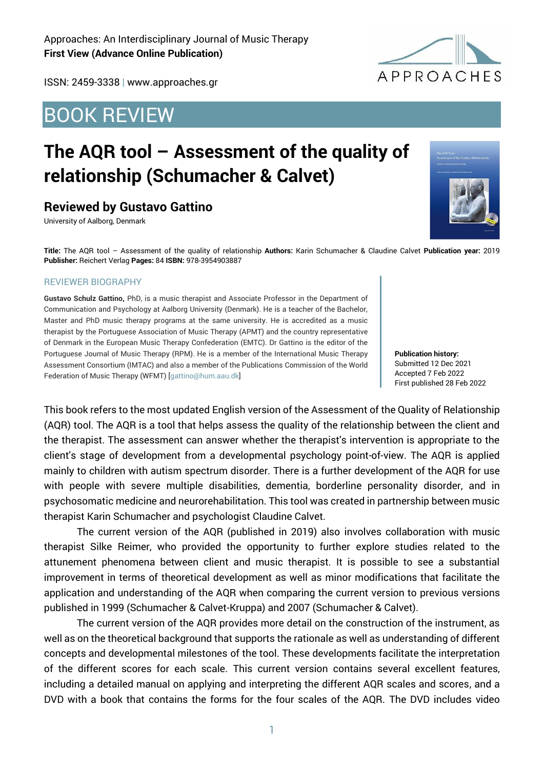Approaches: An Interdisciplinary Journal of Music Therapy
**First View (Advance Online Publication)**

ISSN: 2459-3338 | www.approaches.gr

# BOOK REVIEW

# The AQR tool – Assessment of the quality of relationship (Schumacher & Calvet)

## Reviewed by Gustavo Gattino

University of Aalborg, Denmark

**Title:** The AQR tool – Assessment of the quality of relationship **Authors:** Karin Schumacher & Claudine Calvet **Publication year:** 2019 **Publisher:** Reichert Verlag **Pages:** 84 **ISBN:** 978-3954903887

### REVIEWER BIOGRAPHY

**Gustavo Schulz Gattino,** PhD, is a music therapist and Associate Professor in the Department of Communication and Psychology at Aalborg University (Denmark). He is a teacher of the Bachelor, Master and PhD music therapy programs at the same university. He is accredited as a music therapist by the Portuguese Association of Music Therapy (APMT) and the country representative of Denmark in the European Music Therapy Confederation (EMTC). Dr Gattino is the editor of the Portuguese Journal of Music Therapy (RPM). He is a member of the International Music Therapy Assessment Consortium (IMTAC) and also a member of the Publications Commission of the World Federation of Music Therapy (WFMT) [gattino@hum.aau.dk]

**Publication history:**
Submitted 12 Dec 2021
Accepted 7 Feb 2022
First published 28 Feb 2022

This book refers to the most updated English version of the Assessment of the Quality of Relationship (AQR) tool. The AQR is a tool that helps assess the quality of the relationship between the client and the therapist. The assessment can answer whether the therapist's intervention is appropriate to the client's stage of development from a developmental psychology point-of-view. The AQR is applied mainly to children with autism spectrum disorder. There is a further development of the AQR for use with people with severe multiple disabilities, dementia, borderline personality disorder, and in psychosomatic medicine and neurorehabilitation. This tool was created in partnership between music therapist Karin Schumacher and psychologist Claudine Calvet.

The current version of the AQR (published in 2019) also involves collaboration with music therapist Silke Reimer, who provided the opportunity to further explore studies related to the attunement phenomena between client and music therapist. It is possible to see a substantial improvement in terms of theoretical development as well as minor modifications that facilitate the application and understanding of the AQR when comparing the current version to previous versions published in 1999 (Schumacher & Calvet-Kruppa) and 2007 (Schumacher & Calvet).

The current version of the AQR provides more detail on the construction of the instrument, as well as on the theoretical background that supports the rationale as well as understanding of different concepts and developmental milestones of the tool. These developments facilitate the interpretation of the different scores for each scale. This current version contains several excellent features, including a detailed manual on applying and interpreting the different AQR scales and scores, and a DVD with a book that contains the forms for the four scales of the AQR. The DVD includes video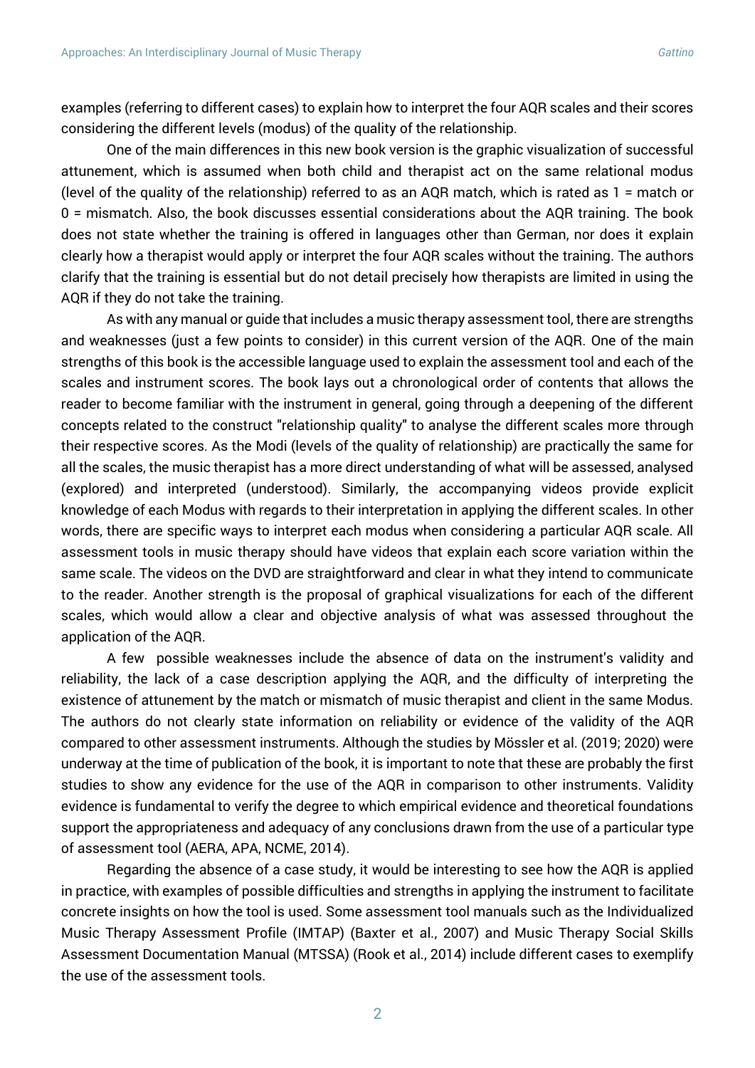examples (referring to different cases) to explain how to interpret the four AQR scales and their scores considering the different levels (modus) of the quality of the relationship.

One of the main differences in this new book version is the graphic visualization of successful attunement, which is assumed when both child and therapist act on the same relational modus (level of the quality of the relationship) referred to as an AQR match, which is rated as 1 = match or 0 = mismatch. Also, the book discusses essential considerations about the AQR training. The book does not state whether the training is offered in languages other than German, nor does it explain clearly how a therapist would apply or interpret the four AQR scales without the training. The authors clarify that the training is essential but do not detail precisely how therapists are limited in using the AQR if they do not take the training.

As with any manual or guide that includes a music therapy assessment tool, there are strengths and weaknesses (just a few points to consider) in this current version of the AQR. One of the main strengths of this book is the accessible language used to explain the assessment tool and each of the scales and instrument scores. The book lays out a chronological order of contents that allows the reader to become familiar with the instrument in general, going through a deepening of the different concepts related to the construct "relationship quality" to analyse the different scales more through their respective scores. As the Modi (levels of the quality of relationship) are practically the same for all the scales, the music therapist has a more direct understanding of what will be assessed, analysed (explored) and interpreted (understood). Similarly, the accompanying videos provide explicit knowledge of each Modus with regards to their interpretation in applying the different scales. In other words, there are specific ways to interpret each modus when considering a particular AQR scale. All assessment tools in music therapy should have videos that explain each score variation within the same scale. The videos on the DVD are straightforward and clear in what they intend to communicate to the reader. Another strength is the proposal of graphical visualizations for each of the different scales, which would allow a clear and objective analysis of what was assessed throughout the application of the AQR.

A few possible weaknesses include the absence of data on the instrument's validity and reliability, the lack of a case description applying the AQR, and the difficulty of interpreting the existence of attunement by the match or mismatch of music therapist and client in the same Modus. The authors do not clearly state information on reliability or evidence of the validity of the AQR compared to other assessment instruments. Although the studies by Mössler et al. (2019; 2020) were underway at the time of publication of the book, it is important to note that these are probably the first studies to show any evidence for the use of the AQR in comparison to other instruments. Validity evidence is fundamental to verify the degree to which empirical evidence and theoretical foundations support the appropriateness and adequacy of any conclusions drawn from the use of a particular type of assessment tool (AERA, APA, NCME, 2014).

Regarding the absence of a case study, it would be interesting to see how the AQR is applied in practice, with examples of possible difficulties and strengths in applying the instrument to facilitate concrete insights on how the tool is used. Some assessment tool manuals such as the Individualized Music Therapy Assessment Profile (IMTAP) (Baxter et al., 2007) and Music Therapy Social Skills Assessment Documentation Manual (MTSSA) (Rook et al., 2014) include different cases to exemplify the use of the assessment tools.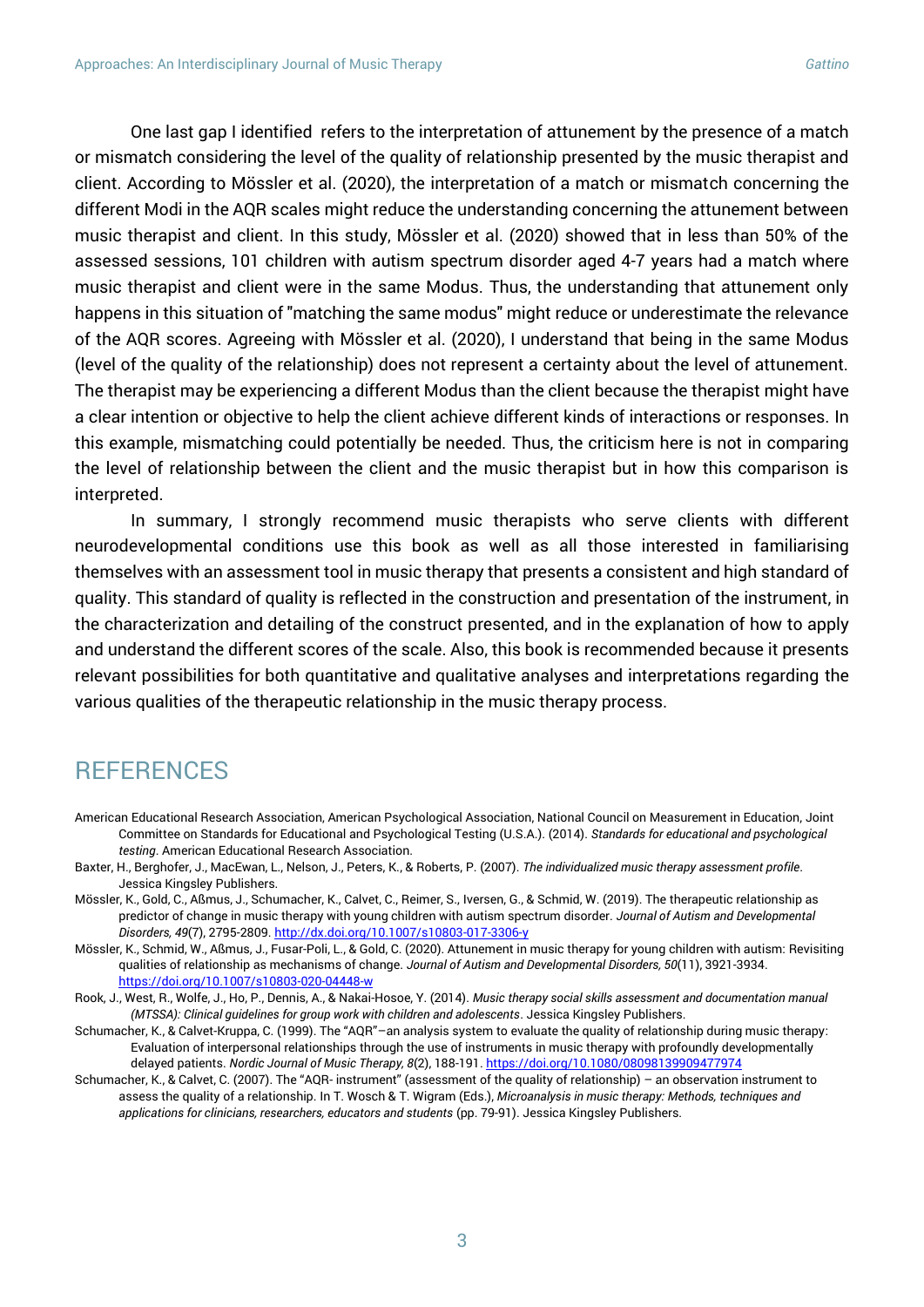One last gap I identified refers to the interpretation of attunement by the presence of a match or mismatch considering the level of the quality of relationship presented by the music therapist and client. According to Mössler et al. (2020), the interpretation of a match or mismatch concerning the different Modi in the AQR scales might reduce the understanding concerning the attunement between music therapist and client. In this study, Mössler et al. (2020) showed that in less than 50% of the assessed sessions, 101 children with autism spectrum disorder aged 4-7 years had a match where music therapist and client were in the same Modus. Thus, the understanding that attunement only happens in this situation of "matching the same modus" might reduce or underestimate the relevance of the AQR scores. Agreeing with Mössler et al. (2020), I understand that being in the same Modus (level of the quality of the relationship) does not represent a certainty about the level of attunement. The therapist may be experiencing a different Modus than the client because the therapist might have a clear intention or objective to help the client achieve different kinds of interactions or responses. In this example, mismatching could potentially be needed. Thus, the criticism here is not in comparing the level of relationship between the client and the music therapist but in how this comparison is interpreted.

In summary, I strongly recommend music therapists who serve clients with different neurodevelopmental conditions use this book as well as all those interested in familiarising themselves with an assessment tool in music therapy that presents a consistent and high standard of quality. This standard of quality is reflected in the construction and presentation of the instrument, in the characterization and detailing of the construct presented, and in the explanation of how to apply and understand the different scores of the scale. Also, this book is recommended because it presents relevant possibilities for both quantitative and qualitative analyses and interpretations regarding the various qualities of the therapeutic relationship in the music therapy process.

## REFERENCES

American Educational Research Association, American Psychological Association, National Council on Measurement in Education, Joint Committee on Standards for Educational and Psychological Testing (U.S.A.). (2014). *Standards for educational and psychological testing*. American Educational Research Association.

Baxter, H., Berghofer, J., MacEwan, L., Nelson, J., Peters, K., & Roberts, P. (2007). *The individualized music therapy assessment profile*. Jessica Kingsley Publishers.

Mössler, K., Gold, C., Aßmus, J., Schumacher, K., Calvet, C., Reimer, S., Iversen, G., & Schmid, W. (2019). The therapeutic relationship as predictor of change in music therapy with young children with autism spectrum disorder. *Journal of Autism and Developmental Disorders, 49*(7), 2795-2809. http://dx.doi.org/10.1007/s10803-017-3306-y

Mössler, K., Schmid, W., Aßmus, J., Fusar-Poli, L., & Gold, C. (2020). Attunement in music therapy for young children with autism: Revisiting qualities of relationship as mechanisms of change. *Journal of Autism and Developmental Disorders, 50*(11), 3921-3934. https://doi.org/10.1007/s10803-020-04448-w

Rook, J., West, R., Wolfe, J., Ho, P., Dennis, A., & Nakai-Hosoe, Y. (2014). *Music therapy social skills assessment and documentation manual (MTSSA): Clinical guidelines for group work with children and adolescents*. Jessica Kingsley Publishers.

Schumacher, K., & Calvet-Kruppa, C. (1999). The "AQR"–an analysis system to evaluate the quality of relationship during music therapy: Evaluation of interpersonal relationships through the use of instruments in music therapy with profoundly developmentally delayed patients. *Nordic Journal of Music Therapy, 8*(2), 188-191. https://doi.org/10.1080/08098139909477974

Schumacher, K., & Calvet, C. (2007). The "AQR- instrument" (assessment of the quality of relationship) – an observation instrument to assess the quality of a relationship. In T. Wosch & T. Wigram (Eds.), *Microanalysis in music therapy: Methods, techniques and applications for clinicians, researchers, educators and students* (pp. 79-91). Jessica Kingsley Publishers.